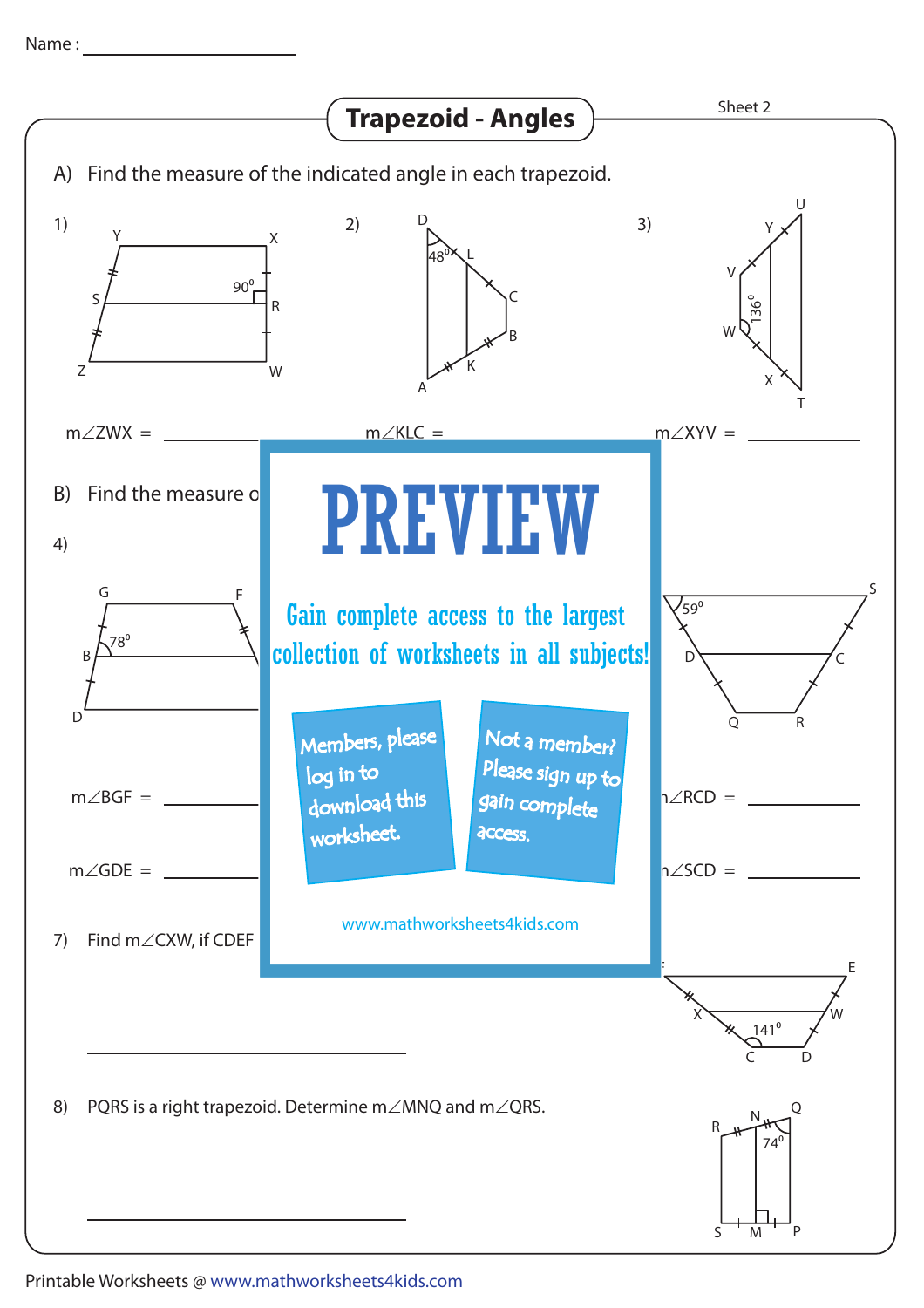Name : ____________________

# Trapezoid - Angles

Sheet 2

A) Find the measure of the indicated angle in each trapezoid.

1) $m\angle ZWX$ = __________

2) $m\angle KLC$ = __________

3) $m\angle XYV$ = __________

B) Find the measure o

4)

$m\angle BGF$ = __________

$m\angle GDE$ = __________

$m\angle RCD$ = __________

$m\angle SCD$ = __________

7) Find $m\angle CXW$, if CDEF

__________________________

8) PQRS is a right trapezoid. Determine $m\angle MNQ$ and $m\angle QRS$.

__________________________

PREVIEW

Gain complete access to the largest collection of worksheets in all subjects!

Members, please log in to download this worksheet.

Not a member? Please sign up to gain complete access.

www.mathworksheets4kids.com

Printable Worksheets @ www.mathworksheets4kids.com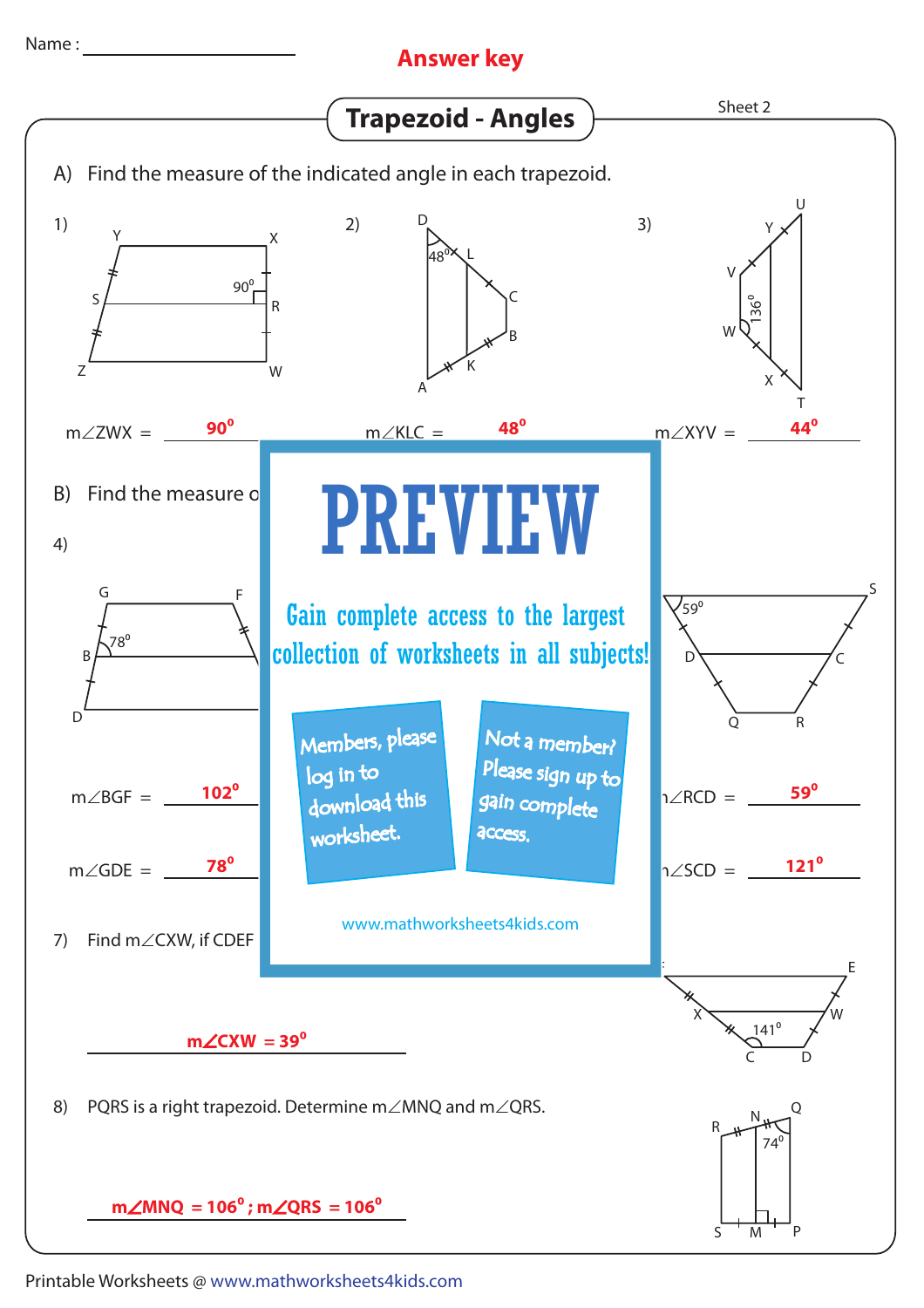Name :

**Answer key**

# Trapezoid - Angles

Sheet 2

A) Find the measure of the indicated angle in each trapezoid.

1)

Y X S R Z W

$90^0$

$m\angle ZWX$ = **$90^0$**

2)

D L C B K A

$48^0$

$m\angle KLC$ = **$48^0$**

3)

U Y V W X T

$136^0$

$m\angle XYV$ = **$44^0$**

B) Find the measure o

4)

G F B D

$78^0$

$m\angle BGF$ = **$102^0$**

$m\angle GDE$ = **$78^0$**

S D C Q R

$59^0$

$m\angle RCD$ = **$59^0$**

$m\angle SCD$ = **$121^0$**

PREVIEW

Gain complete access to the largest collection of worksheets in all subjects!

Members, please log in to download this worksheet.

Not a member? Please sign up to gain complete access.

www.mathworksheets4kids.com

7) Find $m\angle CXW$, if CDEF

E X W C D

$141^0$

**$m\angle CXW = 39^0$**

8) PQRS is a right trapezoid. Determine $m\angle MNQ$ and $m\angle QRS$.

R N Q S M P

$74^0$

**$m\angle MNQ = 106^0$ ; $m\angle QRS = 106^0$**

Printable Worksheets @ www.mathworksheets4kids.com